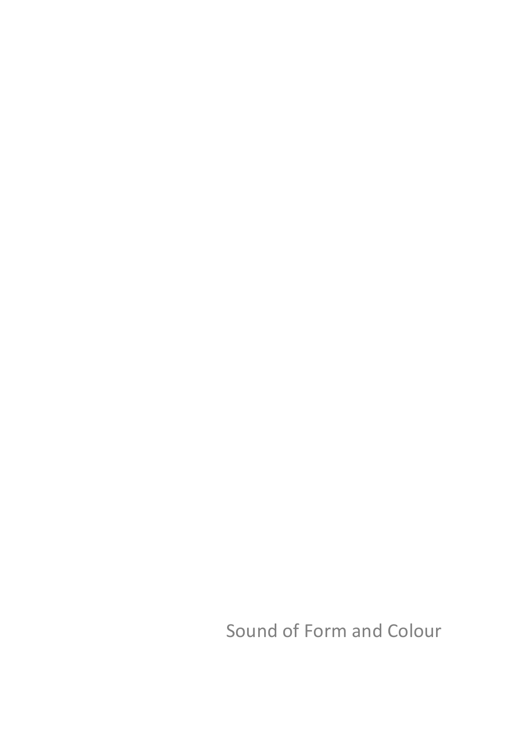Sound of Form and Colour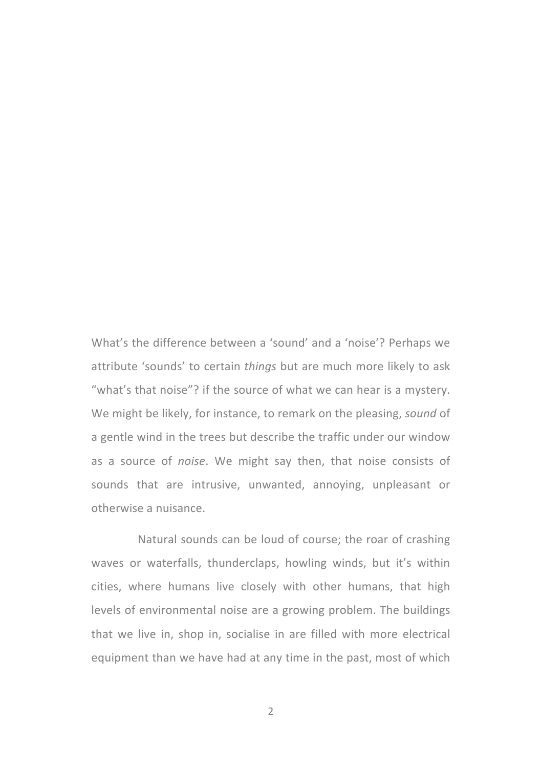What's the difference between a 'sound' and a 'noise'? Perhaps we attribute 'sounds' to certain *things* but are much more likely to ask "what's that noise"? if the source of what we can hear is a mystery. We might be likely, for instance, to remark on the pleasing, *sound* of a gentle wind in the trees but describe the traffic under our window as a source of *noise*. We might say then, that noise consists of sounds that are intrusive, unwanted, annoying, unpleasant or otherwise a nuisance.

Natural sounds can be loud of course; the roar of crashing waves or waterfalls, thunderclaps, howling winds, but it's within cities, where humans live closely with other humans, that high levels of environmental noise are a growing problem. The buildings that we live in, shop in, socialise in are filled with more electrical equipment than we have had at any time in the past, most of which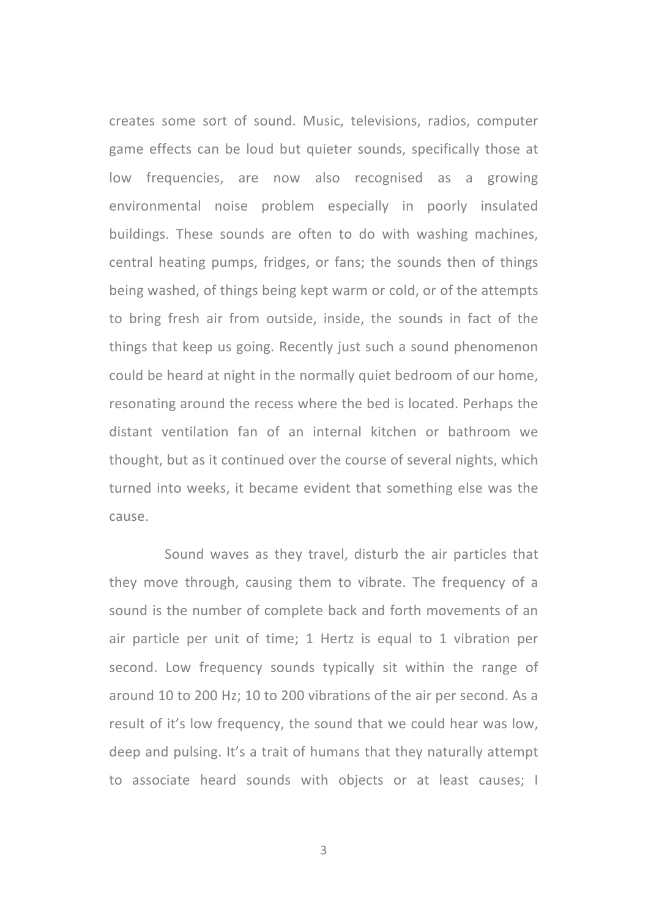creates some sort of sound. Music, televisions, radios, computer game effects can be loud but quieter sounds, specifically those at low frequencies, are now also recognised as a growing environmental noise problem especially in poorly insulated buildings. These sounds are often to do with washing machines, central heating pumps, fridges, or fans; the sounds then of things being washed, of things being kept warm or cold, or of the attempts to bring fresh air from outside, inside, the sounds in fact of the things that keep us going. Recently just such a sound phenomenon could be heard at night in the normally quiet bedroom of our home, resonating around the recess where the bed is located. Perhaps the distant ventilation fan of an internal kitchen or bathroom we thought, but as it continued over the course of several nights, which turned into weeks, it became evident that something else was the cause.

Sound waves as they travel, disturb the air particles that they move through, causing them to vibrate. The frequency of a sound is the number of complete back and forth movements of an air particle per unit of time; 1 Hertz is equal to 1 vibration per second. Low frequency sounds typically sit within the range of around 10 to 200 Hz; 10 to 200 vibrations of the air per second. As a result of it's low frequency, the sound that we could hear was low, deep and pulsing. It's a trait of humans that they naturally attempt to associate heard sounds with objects or at least causes; I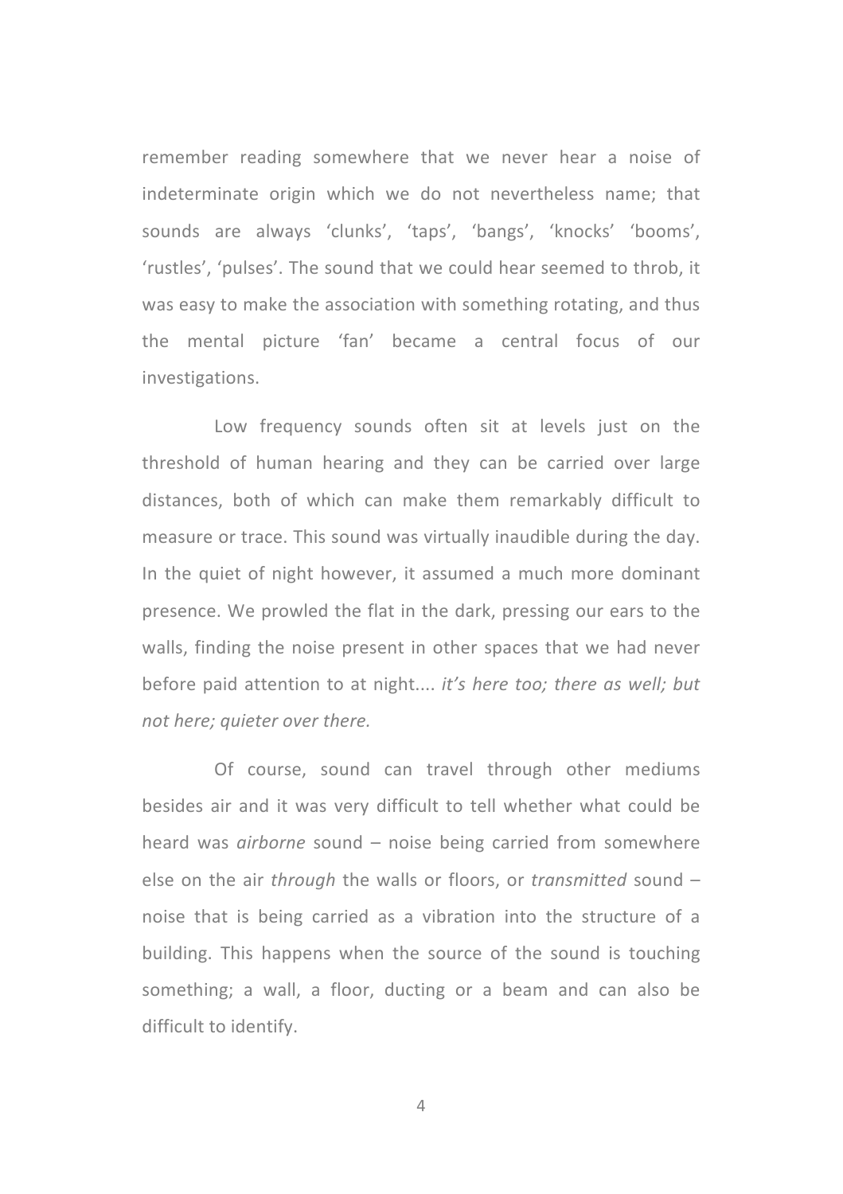remember reading somewhere that we never hear a noise of indeterminate origin which we do not nevertheless name; that sounds are always 'clunks', 'taps', 'bangs', 'knocks' 'booms', 'rustles', 'pulses'. The sound that we could hear seemed to throb, it was easy to make the association with something rotating, and thus the mental picture 'fan' became a central focus of our investigations.

Low frequency sounds often sit at levels just on the threshold of human hearing and they can be carried over large distances, both of which can make them remarkably difficult to measure or trace. This sound was virtually inaudible during the day. In the quiet of night however, it assumed a much more dominant presence. We prowled the flat in the dark, pressing our ears to the walls, finding the noise present in other spaces that we had never before paid attention to at night.... *it's here too; there as well; but not here; quieter over there.*

Of course, sound can travel through other mediums besides air and it was very difficult to tell whether what could be heard was *airborne* sound – noise being carried from somewhere else on the air *through* the walls or floors, or *transmitted* sound – noise that is being carried as a vibration into the structure of a building. This happens when the source of the sound is touching something; a wall, a floor, ducting or a beam and can also be difficult to identify.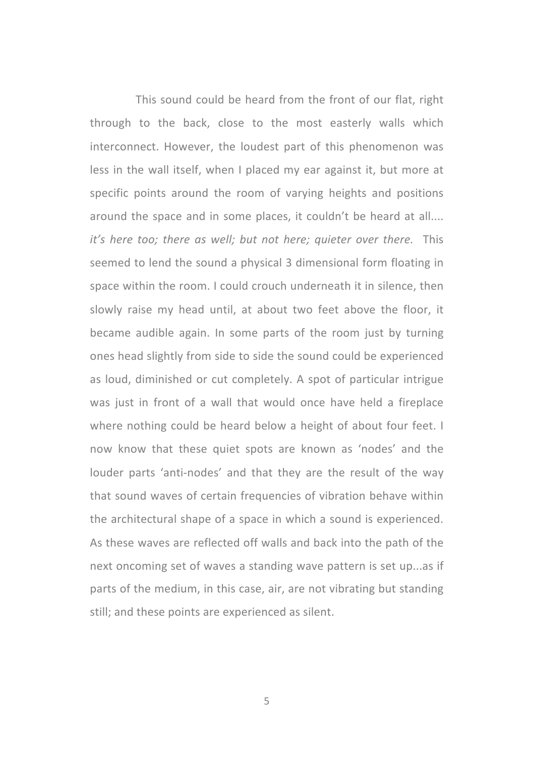This sound could be heard from the front of our flat, right through to the back, close to the most easterly walls which interconnect. However, the loudest part of this phenomenon was less in the wall itself, when I placed my ear against it, but more at specific points around the room of varying heights and positions around the space and in some places, it couldn't be heard at all.... *it's here too; there as well; but not here; quieter over there.* This seemed to lend the sound a physical 3 dimensional form floating in space within the room. I could crouch underneath it in silence, then slowly raise my head until, at about two feet above the floor, it became audible again. In some parts of the room just by turning ones head slightly from side to side the sound could be experienced as loud, diminished or cut completely. A spot of particular intrigue was just in front of a wall that would once have held a fireplace where nothing could be heard below a height of about four feet. I now know that these quiet spots are known as 'nodes' and the louder parts 'anti-nodes' and that they are the result of the way that sound waves of certain frequencies of vibration behave within the architectural shape of a space in which a sound is experienced. As these waves are reflected off walls and back into the path of the next oncoming set of waves a standing wave pattern is set up...as if parts of the medium, in this case, air, are not vibrating but standing still; and these points are experienced as silent.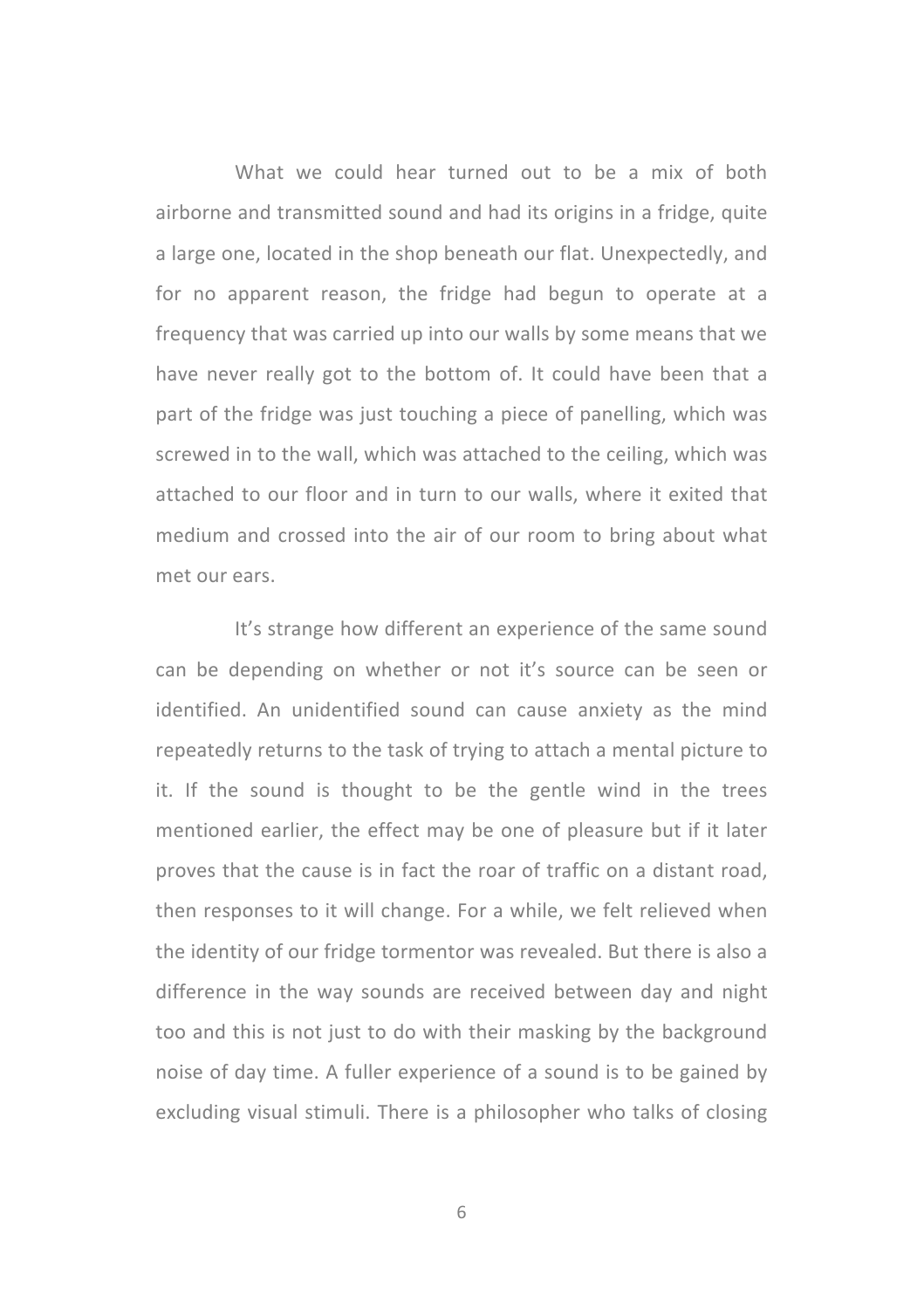What we could hear turned out to be a mix of both airborne and transmitted sound and had its origins in a fridge, quite a large one, located in the shop beneath our flat. Unexpectedly, and for no apparent reason, the fridge had begun to operate at a frequency that was carried up into our walls by some means that we have never really got to the bottom of. It could have been that a part of the fridge was just touching a piece of panelling, which was screwed in to the wall, which was attached to the ceiling, which was attached to our floor and in turn to our walls, where it exited that medium and crossed into the air of our room to bring about what met our ears.

It's strange how different an experience of the same sound can be depending on whether or not it's source can be seen or identified. An unidentified sound can cause anxiety as the mind repeatedly returns to the task of trying to attach a mental picture to it. If the sound is thought to be the gentle wind in the trees mentioned earlier, the effect may be one of pleasure but if it later proves that the cause is in fact the roar of traffic on a distant road, then responses to it will change. For a while, we felt relieved when the identity of our fridge tormentor was revealed. But there is also a difference in the way sounds are received between day and night too and this is not just to do with their masking by the background noise of day time. A fuller experience of a sound is to be gained by excluding visual stimuli. There is a philosopher who talks of closing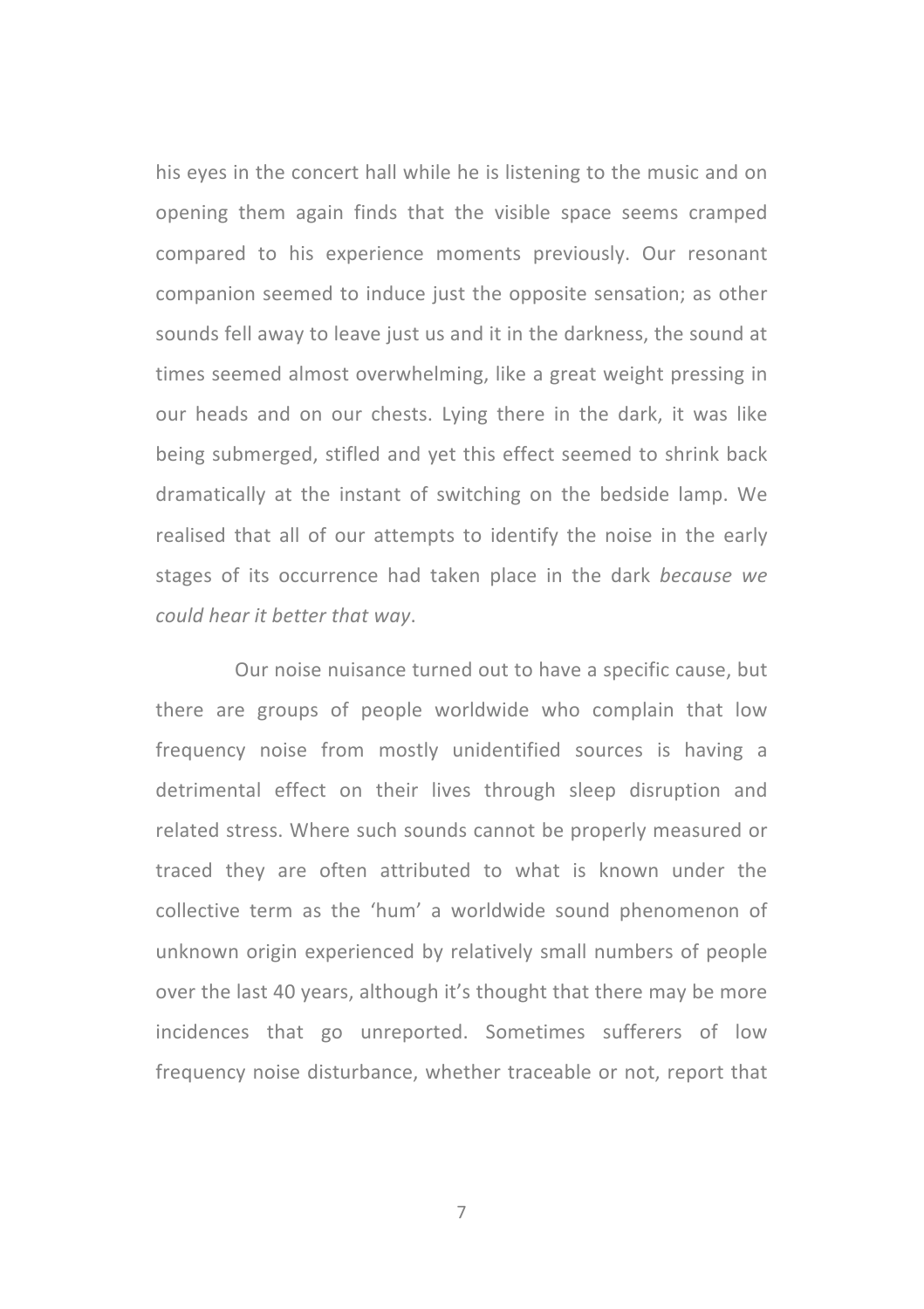his eyes in the concert hall while he is listening to the music and on opening them again finds that the visible space seems cramped compared to his experience moments previously. Our resonant companion seemed to induce just the opposite sensation; as other sounds fell away to leave just us and it in the darkness, the sound at times seemed almost overwhelming, like a great weight pressing in our heads and on our chests. Lying there in the dark, it was like being submerged, stifled and yet this effect seemed to shrink back dramatically at the instant of switching on the bedside lamp. We realised that all of our attempts to identify the noise in the early stages of its occurrence had taken place in the dark *because we could hear it better that way*.

Our noise nuisance turned out to have a specific cause, but there are groups of people worldwide who complain that low frequency noise from mostly unidentified sources is having a detrimental effect on their lives through sleep disruption and related stress. Where such sounds cannot be properly measured or traced they are often attributed to what is known under the collective term as the 'hum' a worldwide sound phenomenon of unknown origin experienced by relatively small numbers of people over the last 40 years, although it's thought that there may be more incidences that go unreported. Sometimes sufferers of low frequency noise disturbance, whether traceable or not, report that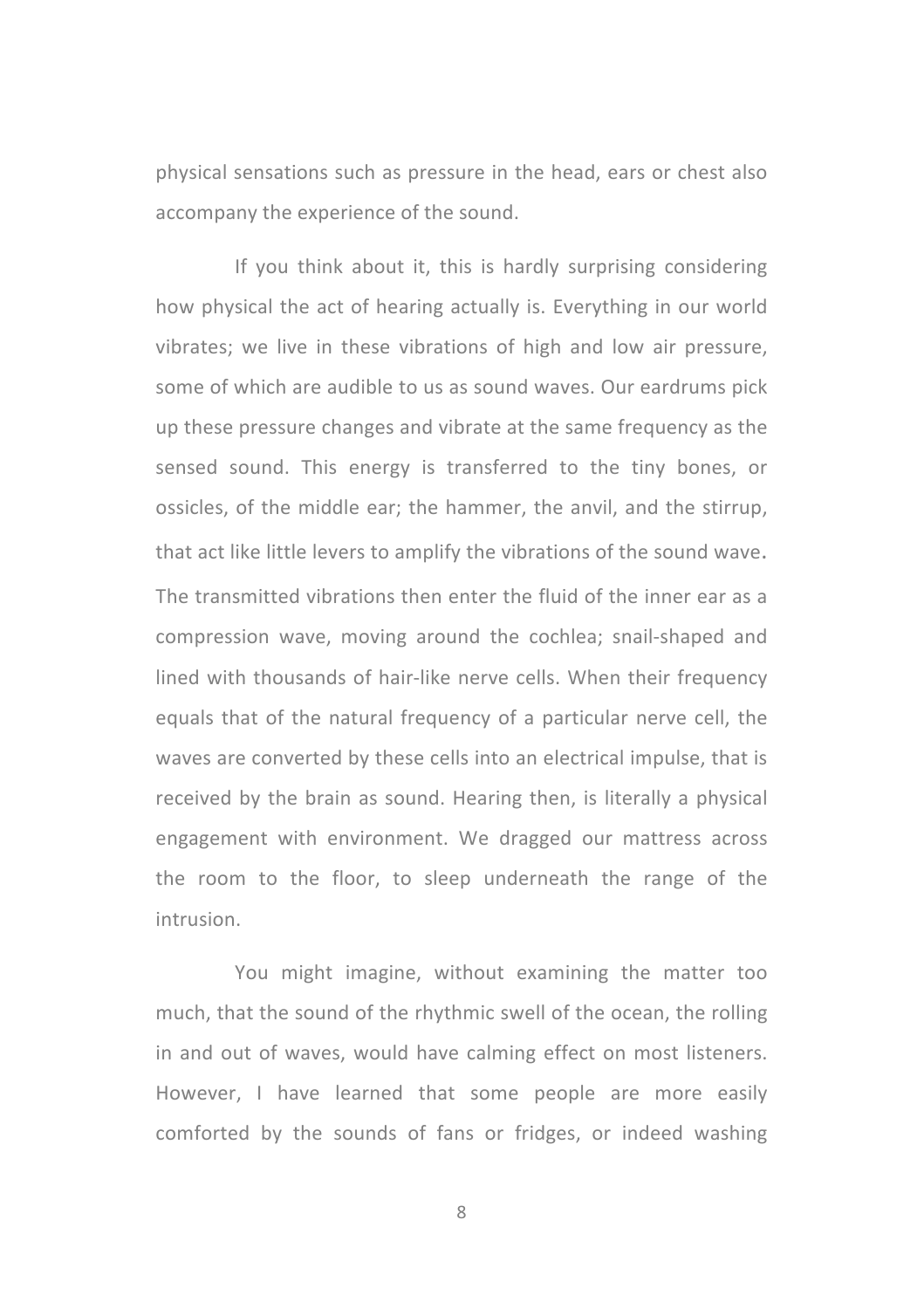physical sensations such as pressure in the head, ears or chest also accompany the experience of the sound.

If you think about it, this is hardly surprising considering how physical the act of hearing actually is. Everything in our world vibrates; we live in these vibrations of high and low air pressure, some of which are audible to us as sound waves. Our eardrums pick up these pressure changes and vibrate at the same frequency as the sensed sound. This energy is transferred to the tiny bones, or ossicles, of the middle ear; the hammer, the anvil, and the stirrup, that act like little levers to amplify the vibrations of the sound wave. The transmitted vibrations then enter the fluid of the inner ear as a compression wave, moving around the cochlea; snail-shaped and lined with thousands of hair-like nerve cells. When their frequency equals that of the natural frequency of a particular nerve cell, the waves are converted by these cells into an electrical impulse, that is received by the brain as sound. Hearing then, is literally a physical engagement with environment. We dragged our mattress across the room to the floor, to sleep underneath the range of the intrusion.

You might imagine, without examining the matter too much, that the sound of the rhythmic swell of the ocean, the rolling in and out of waves, would have calming effect on most listeners. However, I have learned that some people are more easily comforted by the sounds of fans or fridges, or indeed washing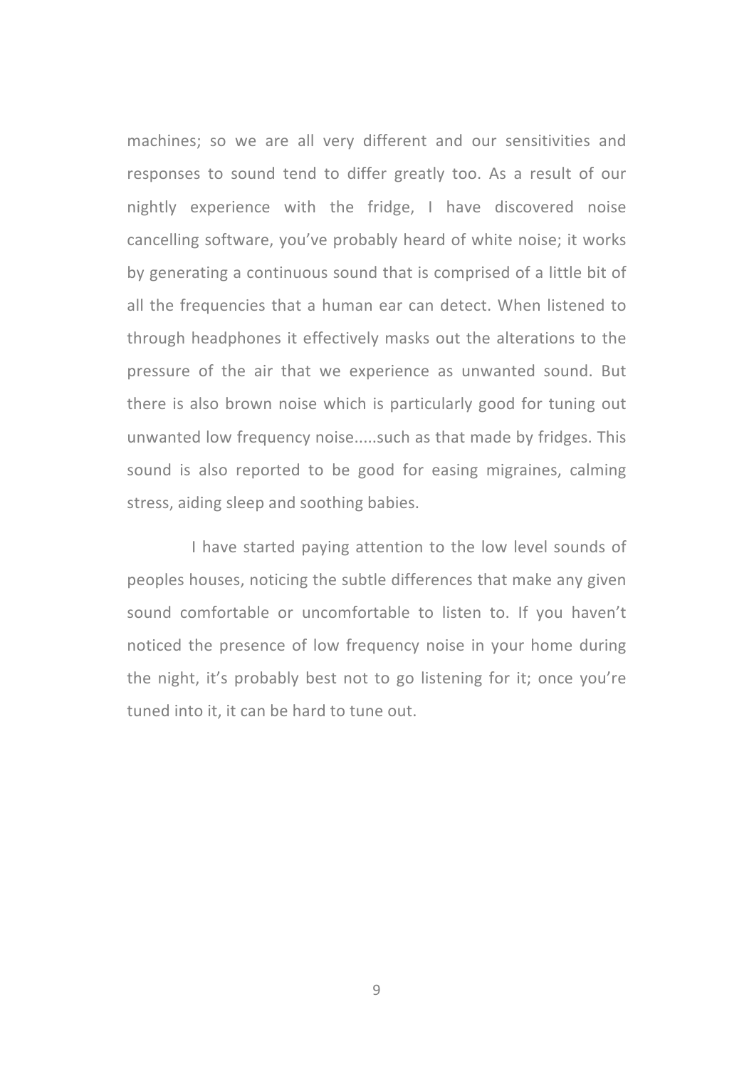machines; so we are all very different and our sensitivities and responses to sound tend to differ greatly too. As a result of our nightly experience with the fridge, I have discovered noise cancelling software, you've probably heard of white noise; it works by generating a continuous sound that is comprised of a little bit of all the frequencies that a human ear can detect. When listened to through headphones it effectively masks out the alterations to the pressure of the air that we experience as unwanted sound. But there is also brown noise which is particularly good for tuning out unwanted low frequency noise.....such as that made by fridges. This sound is also reported to be good for easing migraines, calming stress, aiding sleep and soothing babies.

I have started paying attention to the low level sounds of peoples houses, noticing the subtle differences that make any given sound comfortable or uncomfortable to listen to. If you haven't noticed the presence of low frequency noise in your home during the night, it's probably best not to go listening for it; once you're tuned into it, it can be hard to tune out.